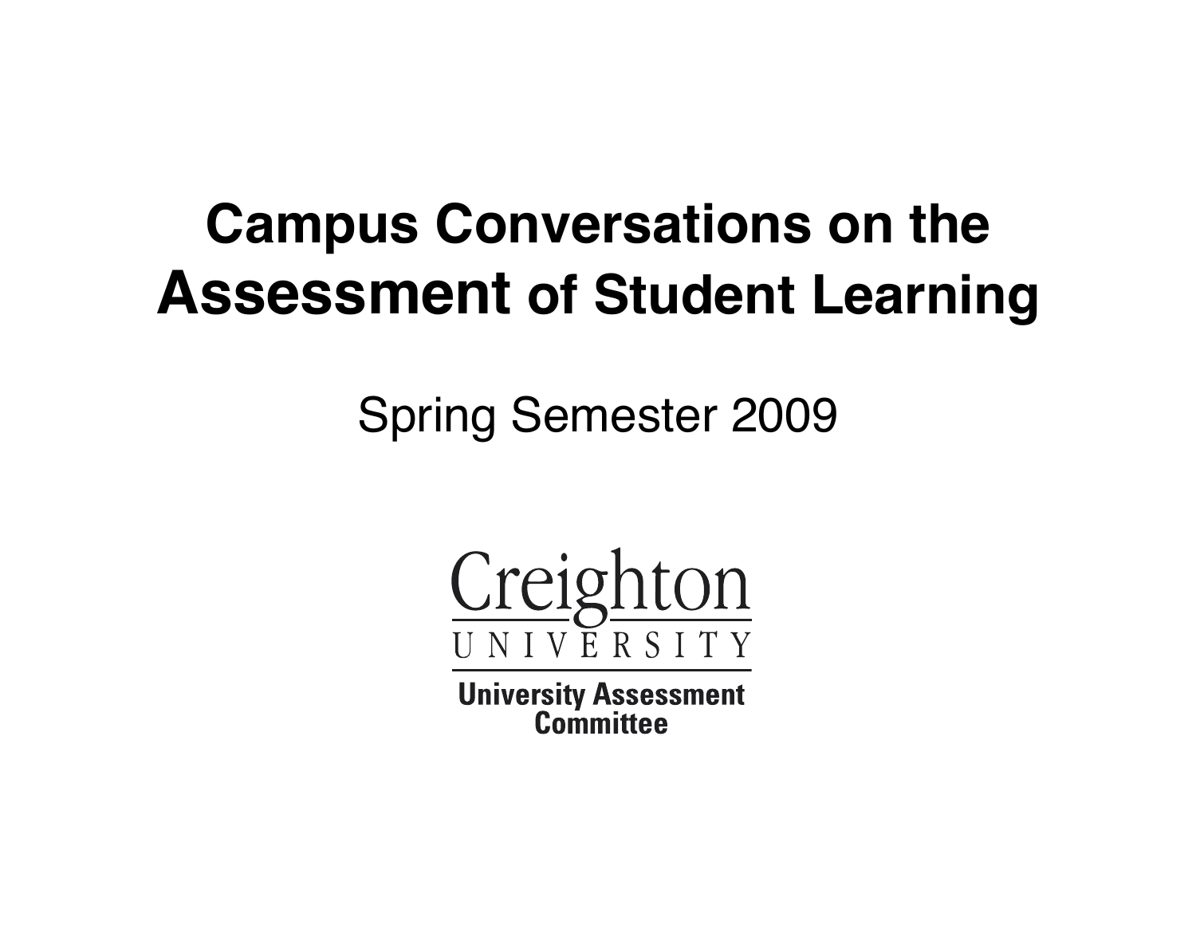# Campus Conversations on the Assessment of Student Learning

Spring Semester 2009

Creighton

UNIVERSITY

**University Assessment Committee**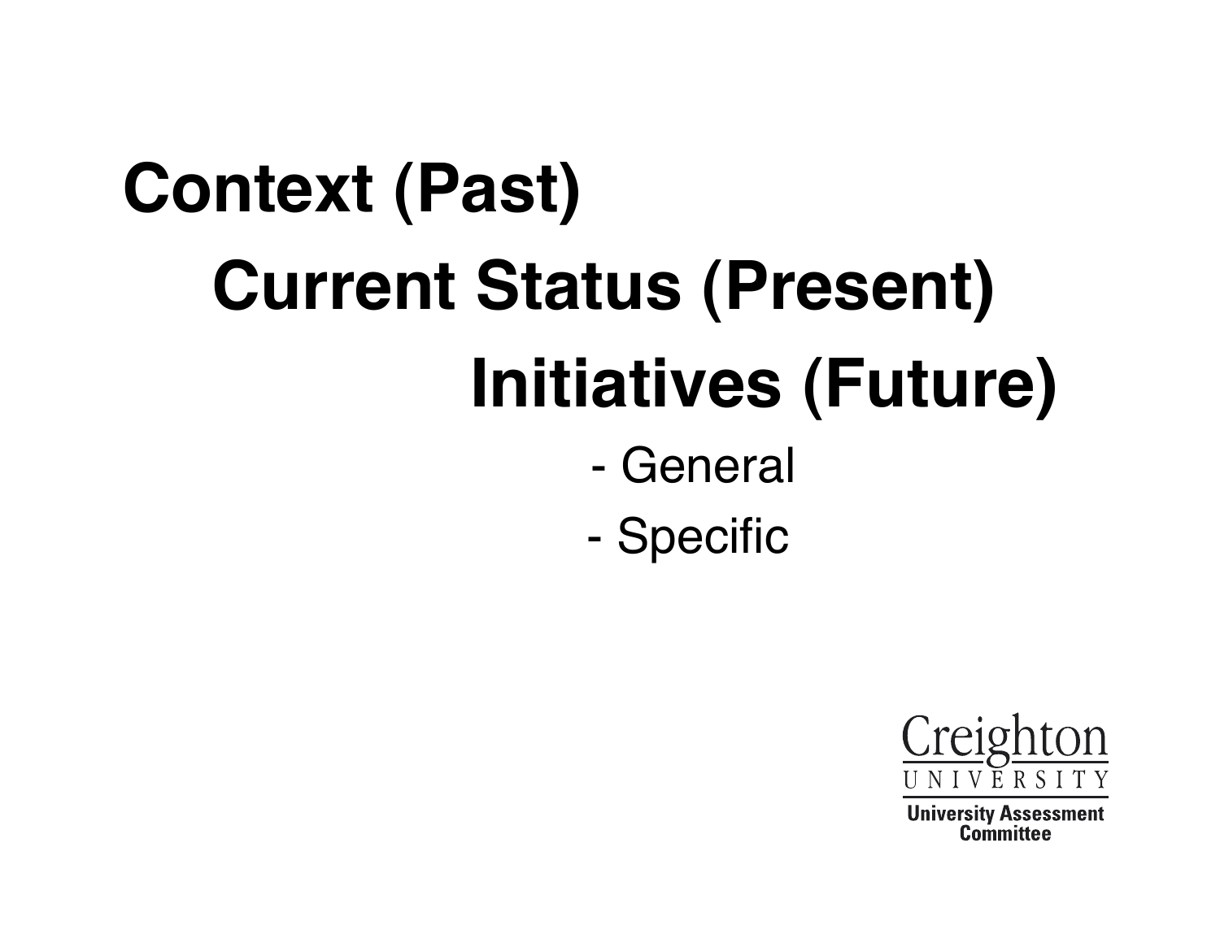# Context (Past)

## Current Status (Present)

### Initiatives (Future)

- General
- Specific

Creighton UNIVERSITY

University Assessment Committee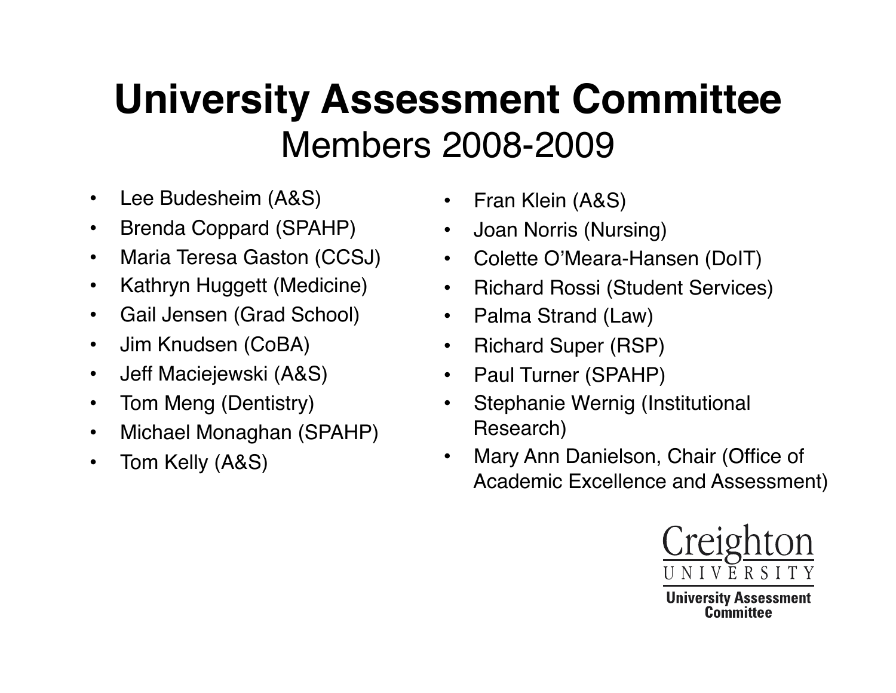# University Assessment Committee

## Members 2008-2009

- Lee Budesheim (A&S)
- Brenda Coppard (SPAHP)
- Maria Teresa Gaston (CCSJ)
- Kathryn Huggett (Medicine)
- Gail Jensen (Grad School)
- Jim Knudsen (CoBA)
- Jeff Maciejewski (A&S)
- Tom Meng (Dentistry)
- Michael Monaghan (SPAHP)
- Tom Kelly (A&S)
- Fran Klein (A&S)
- Joan Norris (Nursing)
- Colette O'Meara-Hansen (DoIT)
- Richard Rossi (Student Services)
- Palma Strand (Law)
- Richard Super (RSP)
- Paul Turner (SPAHP)
- Stephanie Wernig (Institutional Research)
- Mary Ann Danielson, Chair (Office of Academic Excellence and Assessment)

Creighton UNIVERSITY
University Assessment Committee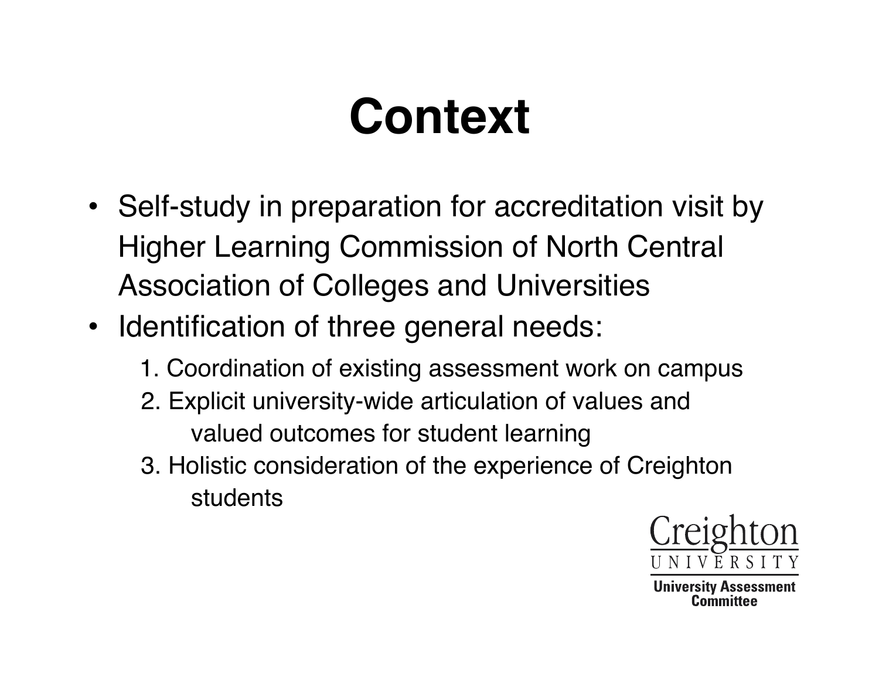# Context

- Self-study in preparation for accreditation visit by Higher Learning Commission of North Central Association of Colleges and Universities
- Identification of three general needs:
    1. Coordination of existing assessment work on campus
    2. Explicit university-wide articulation of values and valued outcomes for student learning
    3. Holistic consideration of the experience of Creighton students

Creighton UNIVERSITY

University Assessment Committee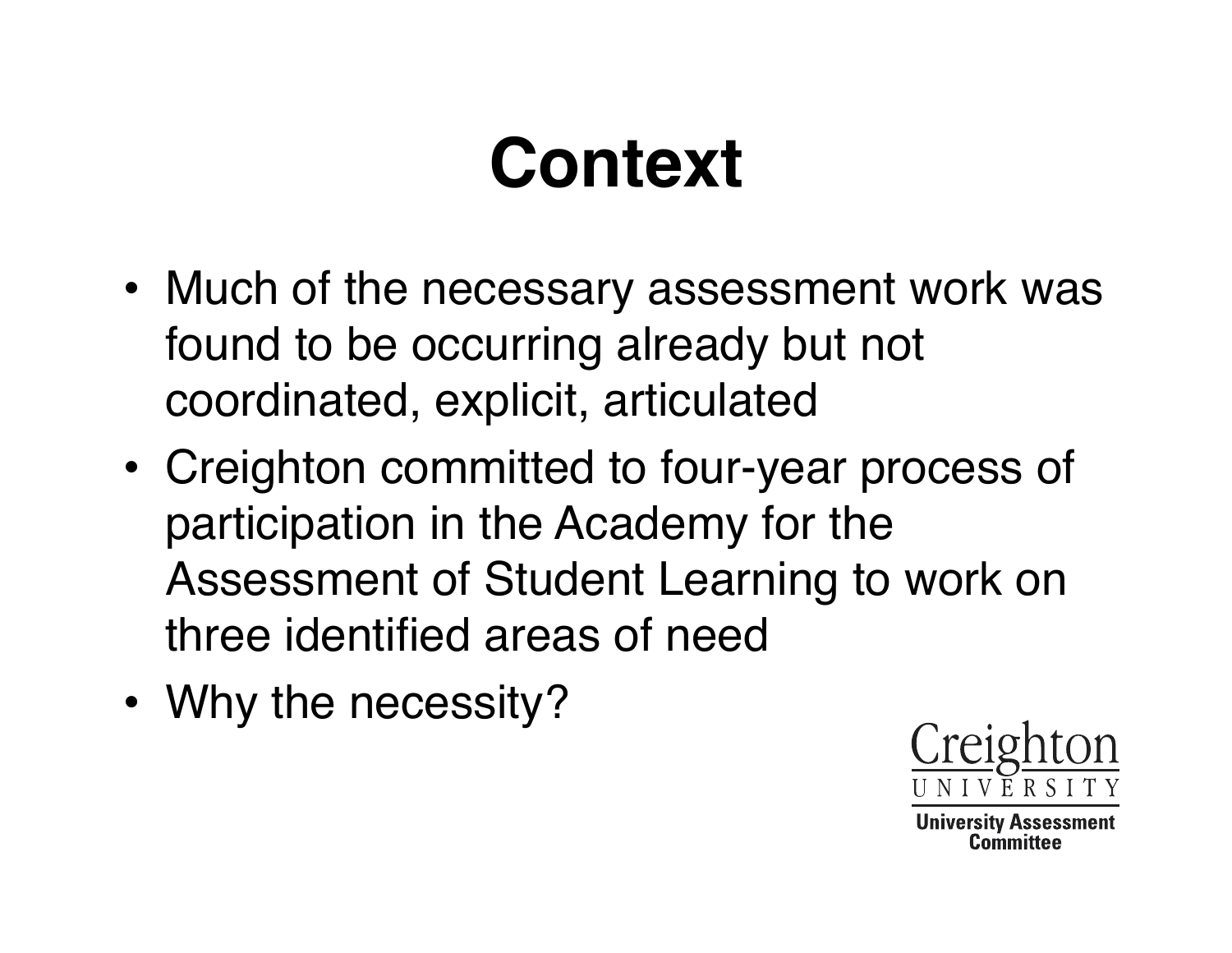# Context

- Much of the necessary assessment work was found to be occurring already but not coordinated, explicit, articulated
- Creighton committed to four-year process of participation in the Academy for the Assessment of Student Learning to work on three identified areas of need
- Why the necessity?

Creighton UNIVERSITY

**University Assessment Committee**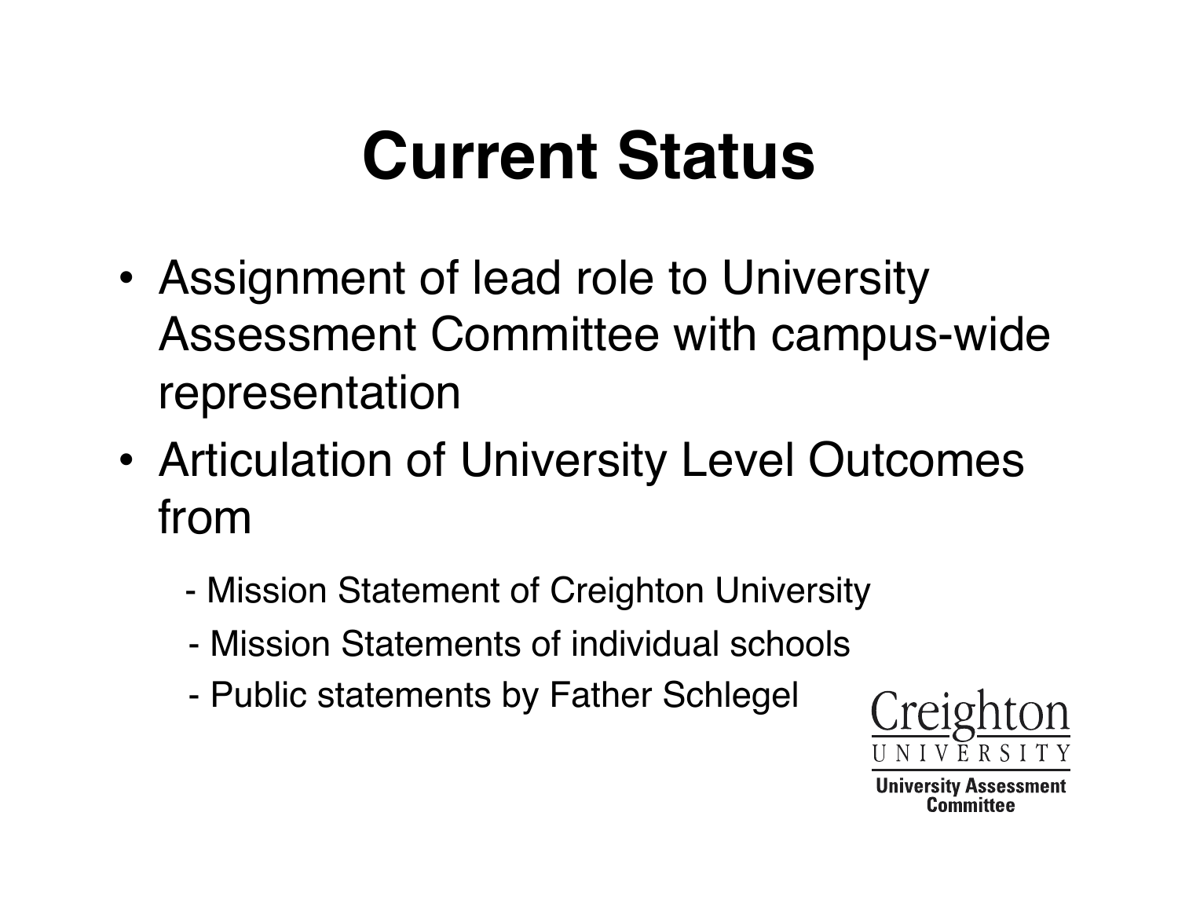# Current Status

- Assignment of lead role to University Assessment Committee with campus-wide representation
- Articulation of University Level Outcomes from
  - Mission Statement of Creighton University
  - Mission Statements of individual schools
  - Public statements by Father Schlegel

Creighton UNIVERSITY

University Assessment Committee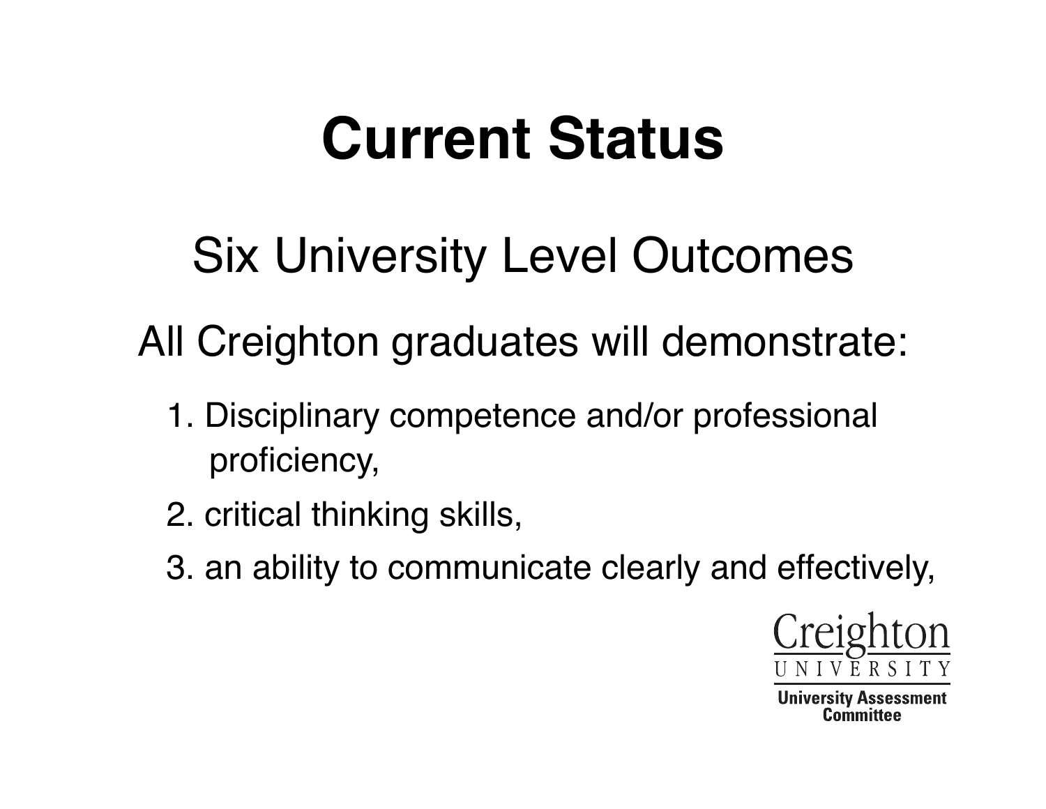# Current Status

## Six University Level Outcomes

All Creighton graduates will demonstrate:

1. Disciplinary competence and/or professional proficiency,
2. critical thinking skills,
3. an ability to communicate clearly and effectively,

Creighton UNIVERSITY

University Assessment Committee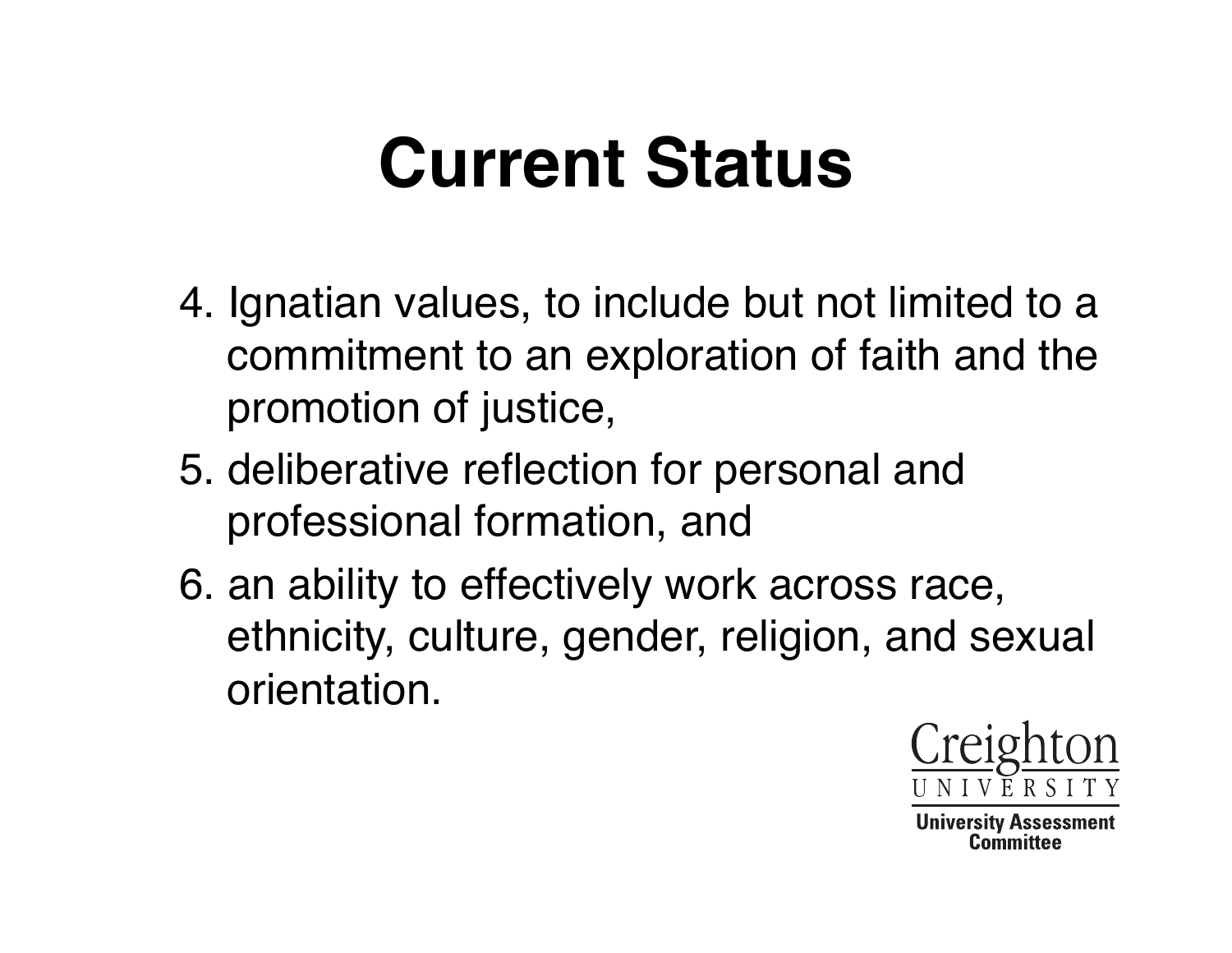# Current Status

4. Ignatian values, to include but not limited to a commitment to an exploration of faith and the promotion of justice,
5. deliberative reflection for personal and professional formation, and
6. an ability to effectively work across race, ethnicity, culture, gender, religion, and sexual orientation.

Creighton UNIVERSITY

University Assessment Committee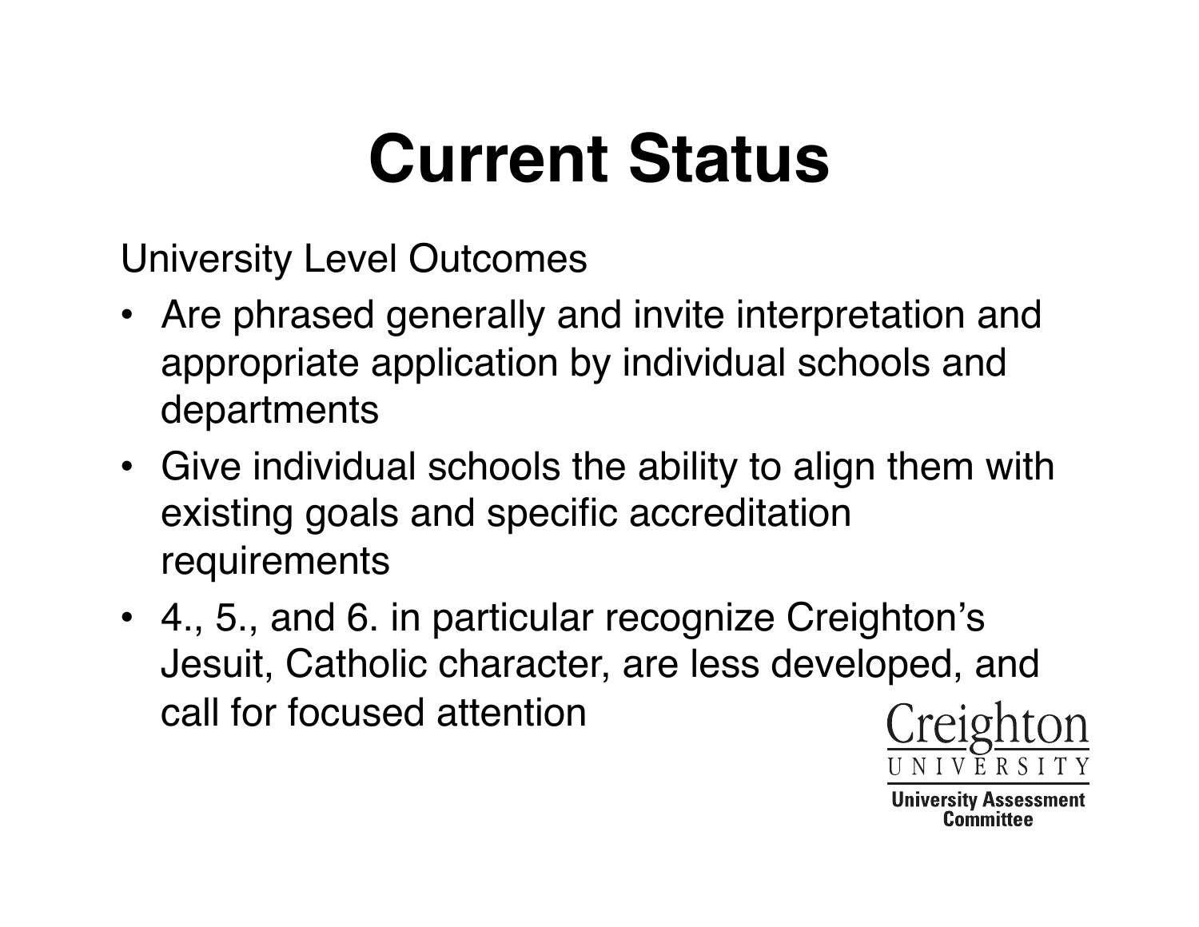# Current Status

University Level Outcomes

- Are phrased generally and invite interpretation and appropriate application by individual schools and departments
- Give individual schools the ability to align them with existing goals and specific accreditation requirements
- 4., 5., and 6. in particular recognize Creighton's Jesuit, Catholic character, are less developed, and call for focused attention

Creighton UNIVERSITY

University Assessment Committee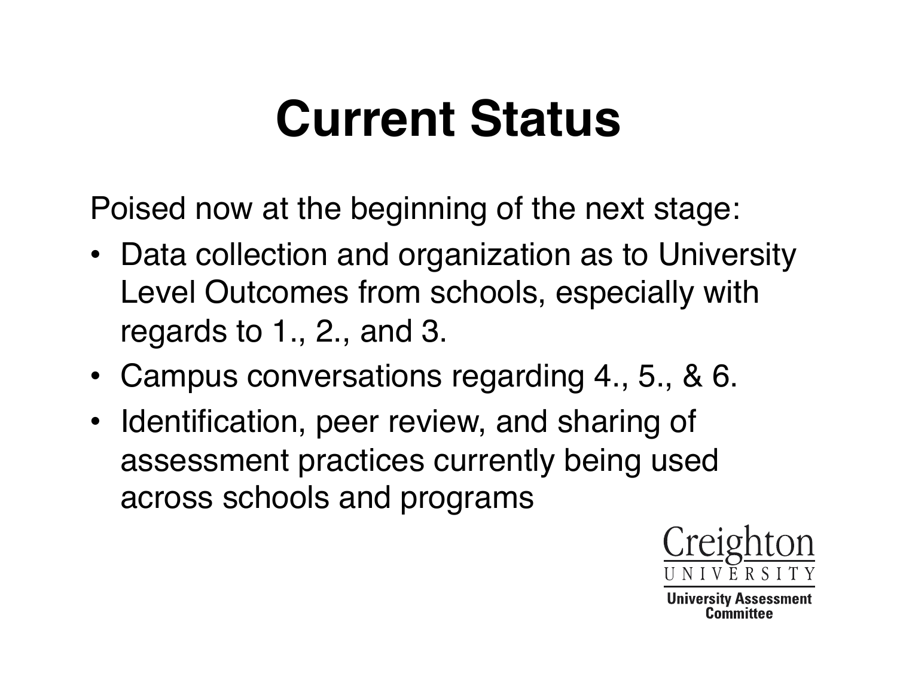# Current Status

Poised now at the beginning of the next stage:

- Data collection and organization as to University Level Outcomes from schools, especially with regards to 1., 2., and 3.
- Campus conversations regarding 4., 5., & 6.
- Identification, peer review, and sharing of assessment practices currently being used across schools and programs

Creighton UNIVERSITY

University Assessment Committee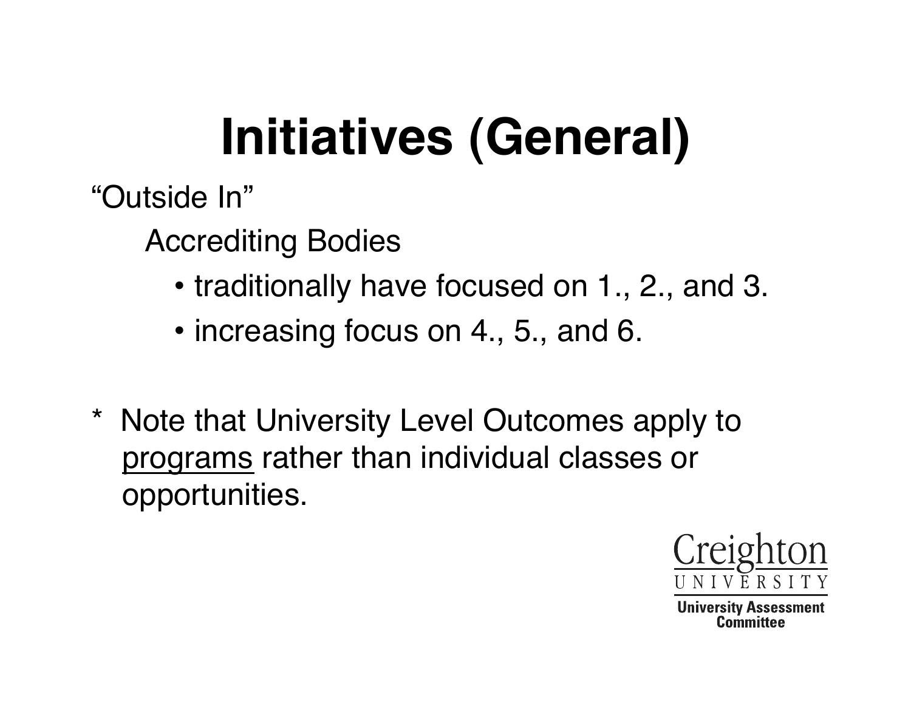# Initiatives (General)

"Outside In"

Accrediting Bodies

- traditionally have focused on 1., 2., and 3.
- increasing focus on 4., 5., and 6.

\* Note that University Level Outcomes apply to <u>programs</u> rather than individual classes or opportunities.

Creighton UNIVERSITY

University Assessment Committee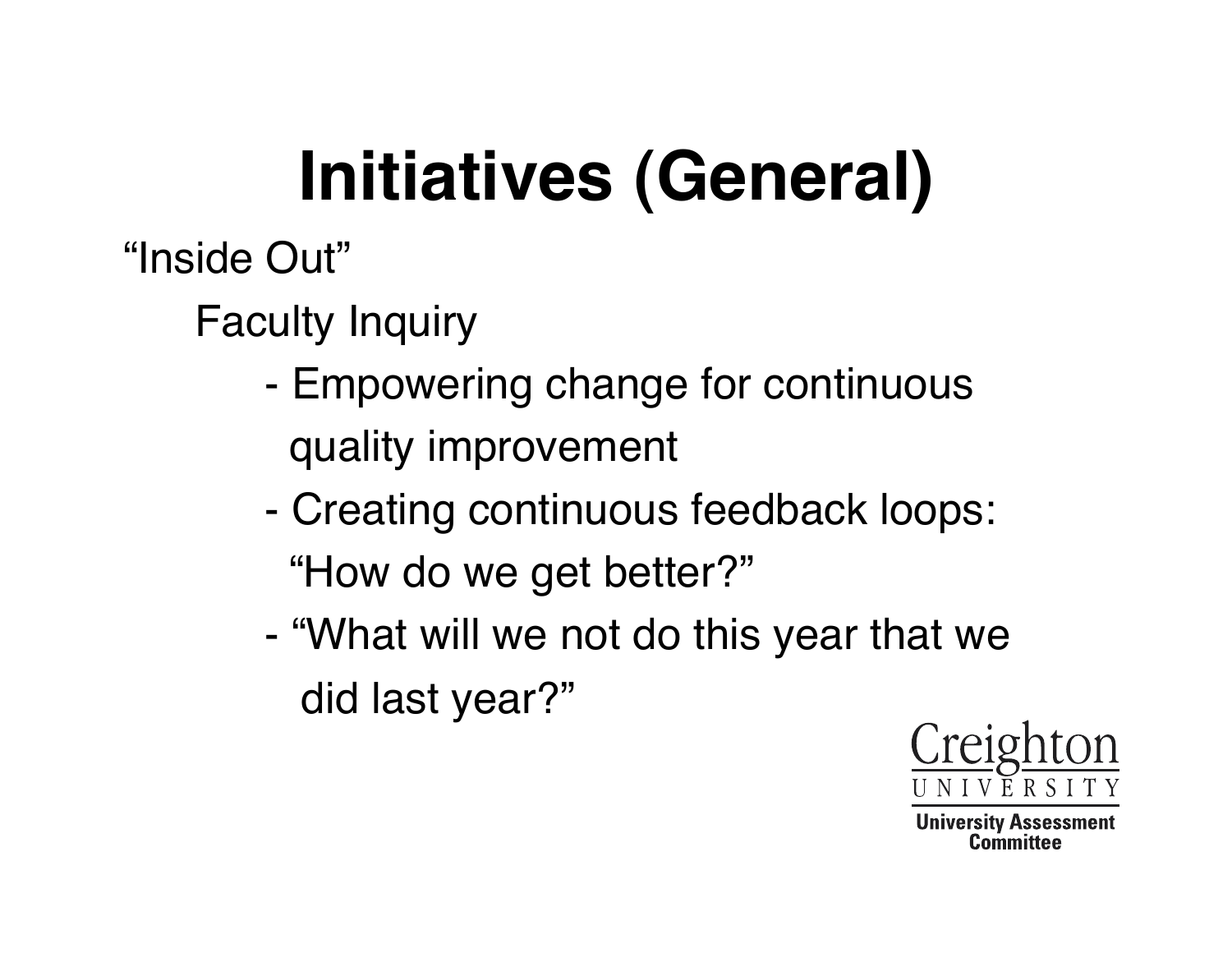# Initiatives (General)

"Inside Out"

Faculty Inquiry

- Empowering change for continuous quality improvement
- Creating continuous feedback loops: "How do we get better?"
- "What will we not do this year that we did last year?"

Creighton University

University Assessment Committee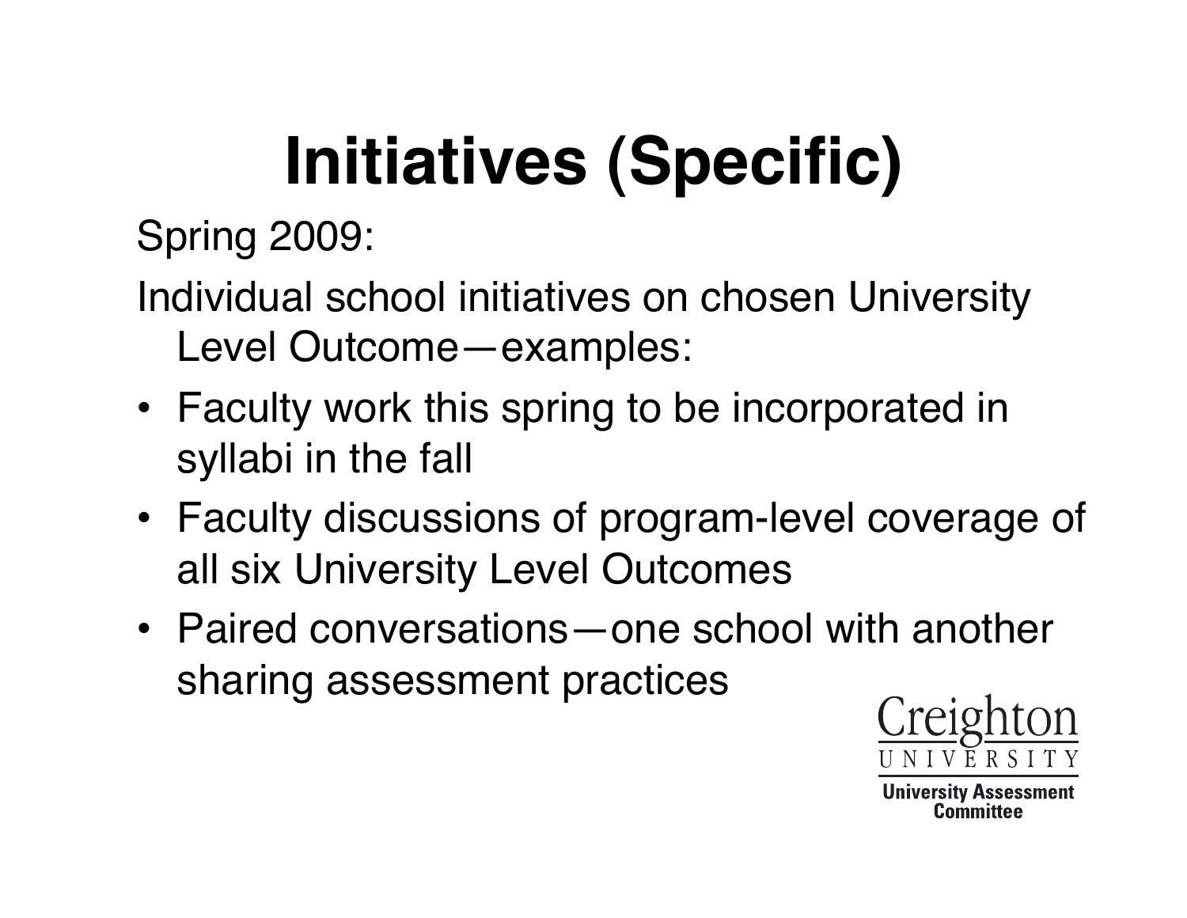# Initiatives (Specific)

Spring 2009:

Individual school initiatives on chosen University Level Outcome—examples:

- Faculty work this spring to be incorporated in syllabi in the fall
- Faculty discussions of program-level coverage of all six University Level Outcomes
- Paired conversations—one school with another sharing assessment practices

Creighton UNIVERSITY

University Assessment Committee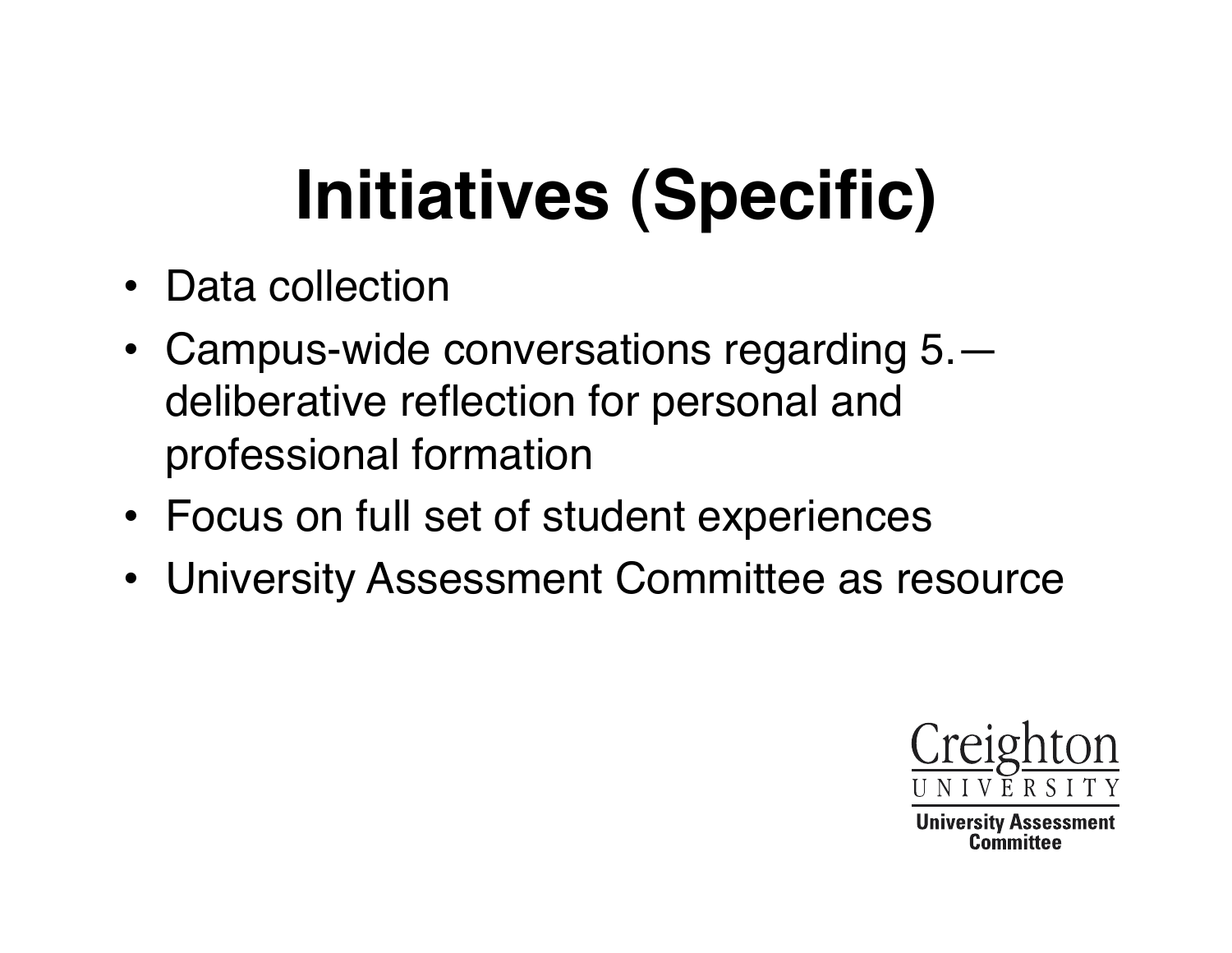# Initiatives (Specific)

- Data collection
- Campus-wide conversations regarding 5.—deliberative reflection for personal and professional formation
- Focus on full set of student experiences
- University Assessment Committee as resource

Creighton UNIVERSITY

University Assessment Committee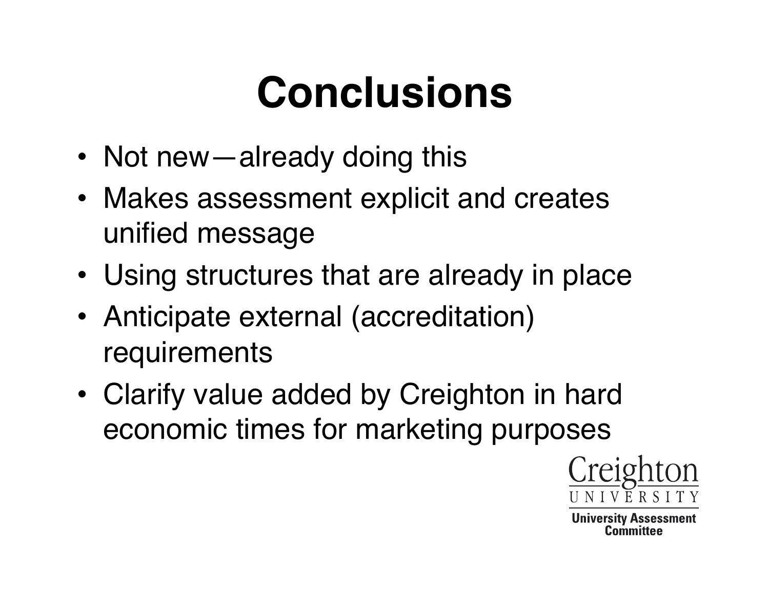# Conclusions

- Not new—already doing this
- Makes assessment explicit and creates unified message
- Using structures that are already in place
- Anticipate external (accreditation) requirements
- Clarify value added by Creighton in hard economic times for marketing purposes

Creighton UNIVERSITY

University Assessment Committee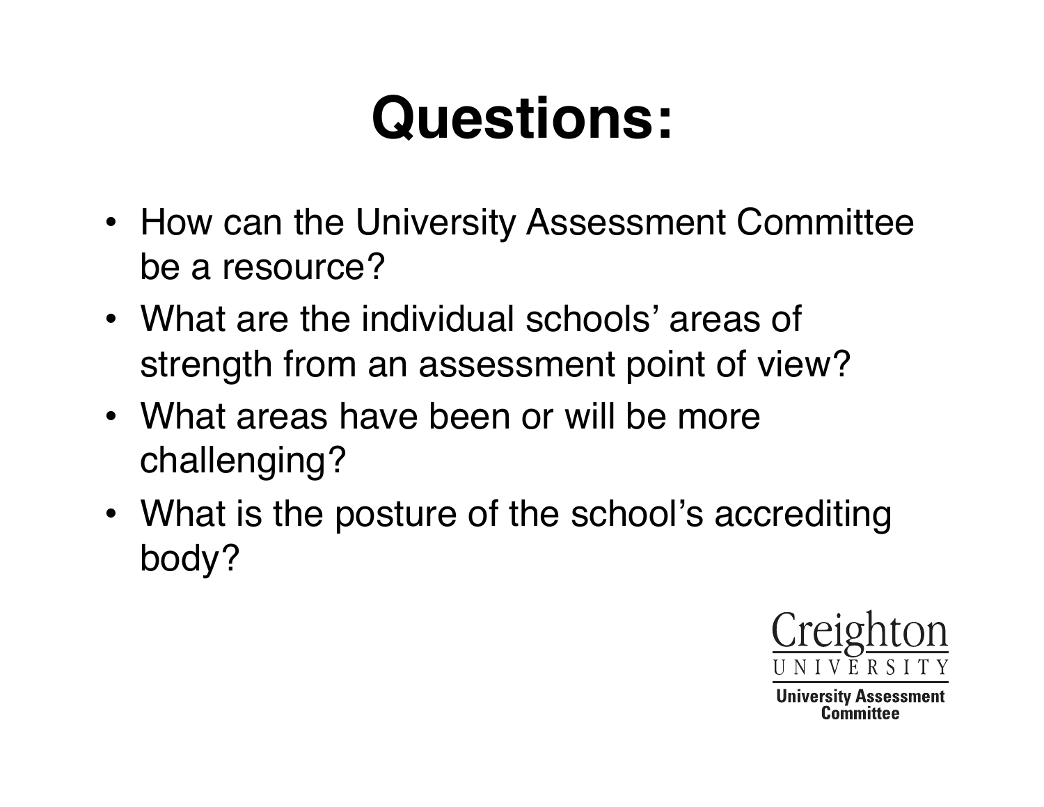# Questions:

- How can the University Assessment Committee be a resource?
- What are the individual schools' areas of strength from an assessment point of view?
- What areas have been or will be more challenging?
- What is the posture of the school's accrediting body?

Creighton University
University Assessment Committee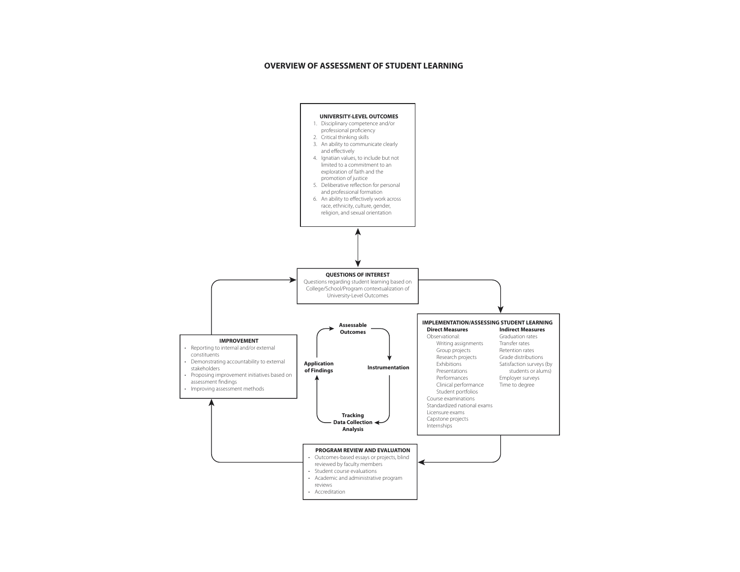# OVERVIEW OF ASSESSMENT OF STUDENT LEARNING

**UNIVERSITY-LEVEL OUTCOMES**

1. Disciplinary competence and/or professional proficiency
2. Critical thinking skills
3. An ability to communicate clearly and effectively
4. Ignatian values, to include but not limited to a commitment to an exploration of faith and the promotion of justice
5. Deliberative reflection for personal and professional formation
6. An ability to effectively work across race, ethnicity, culture, gender, religion, and sexual orientation

**QUESTIONS OF INTEREST**

Questions regarding student learning based on College/School/Program contextualization of University-Level Outcomes

**IMPLEMENTATION/ASSESSING STUDENT LEARNING**

**Direct Measures**

Observational:
- Writing assignments
- Group projects
- Research projects
- Exhibitions
- Presentations
- Performances
- Clinical performance
- Student portfolios

Course examinations
Standardized national exams
Licensure exams
Capstone projects
Internships

**Indirect Measures**

Graduation rates
Transfer rates
Retention rates
Grade distributions
Satisfaction surveys (by students or alums)
Employer surveys
Time to degree

**PROGRAM REVIEW AND EVALUATION**

- Outcomes-based essays or projects, blind reviewed by faculty members
- Student course evaluations
- Academic and administrative program reviews
- Accreditation

**IMPROVEMENT**

- Reporting to internal and/or external constituents
- Demonstrating accountability to external stakeholders
- Proposing improvement initiatives based on assessment findings
- Improving assessment methods

**Assessable Outcomes**

**Instrumentation**

**Tracking Data Collection Analysis**

**Application of Findings**